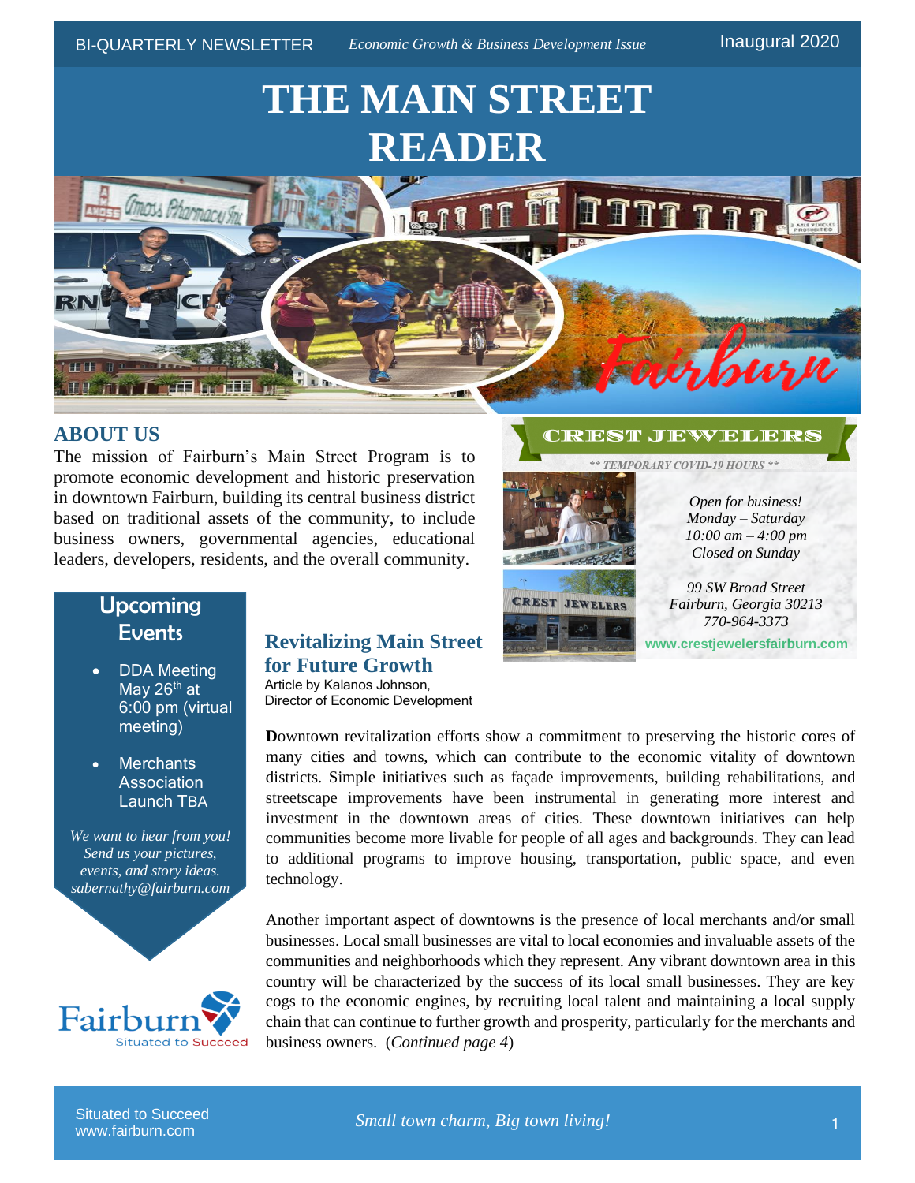BI-QUARTERLY NEWSLETTER *Economic Growth & Business Development Issue* Inaugural 2020

# THE MAIN STREET READER

## ABOUT US

The mission of Fairburn's Main Street Program is to promote economic development and historic preservation in downtown Fairburn, building its central business district based on traditional assets of the community, to include business owners, governmental agencies, educational leaders, developers, residents, and the overall community.

### CREST JEWELERS

*** TEMPORARY COVID-19 HOURS ***

*Open for business!*
*Monday – Saturday*
*10:00 am – 4:00 pm*
*Closed on Sunday*

*99 SW Broad Street*
*Fairburn, Georgia 30213*
*770-964-3373*

www.crestjewelersfairburn.com

### Upcoming Events

- DDA Meeting May 26th at 6:00 pm (virtual meeting)
- Merchants Association Launch TBA

*We want to hear from you! Send us your pictures, events, and story ideas. sabernathy@fairburn.com*

Fairburn
Situated to Succeed

## Revitalizing Main Street for Future Growth

Article by Kalanos Johnson,
Director of Economic Development

**D**owntown revitalization efforts show a commitment to preserving the historic cores of many cities and towns, which can contribute to the economic vitality of downtown districts. Simple initiatives such as façade improvements, building rehabilitations, and streetscape improvements have been instrumental in generating more interest and investment in the downtown areas of cities. These downtown initiatives can help communities become more livable for people of all ages and backgrounds. They can lead to additional programs to improve housing, transportation, public space, and even technology.

Another important aspect of downtowns is the presence of local merchants and/or small businesses. Local small businesses are vital to local economies and invaluable assets of the communities and neighborhoods which they represent. Any vibrant downtown area in this country will be characterized by the success of its local small businesses. They are key cogs to the economic engines, by recruiting local talent and maintaining a local supply chain that can continue to further growth and prosperity, particularly for the merchants and business owners. (*Continued page 4*)

Situated to Succeed
www.fairburn.com

*Small town charm, Big town living!*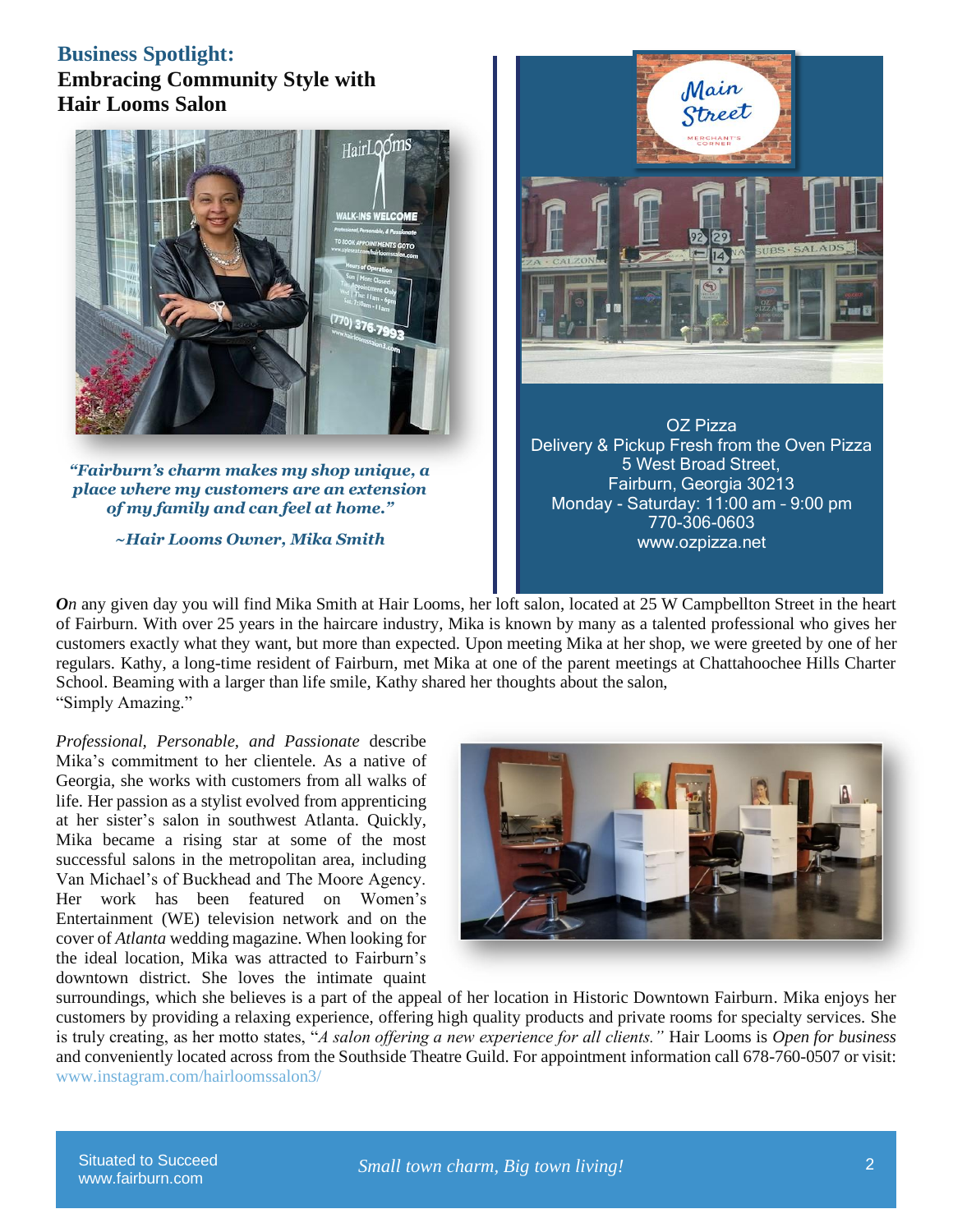## Business Spotlight:

### Embracing Community Style with Hair Looms Salon

***"Fairburn's charm makes my shop unique, a place where my customers are an extension of my family and can feel at home."***

***~Hair Looms Owner, Mika Smith***

OZ Pizza
Delivery & Pickup Fresh from the Oven Pizza
5 West Broad Street,
Fairburn, Georgia 30213
Monday - Saturday: 11:00 am – 9:00 pm
770-306-0603
www.ozpizza.net

***On*** any given day you will find Mika Smith at Hair Looms, her loft salon, located at 25 W Campbellton Street in the heart of Fairburn. With over 25 years in the haircare industry, Mika is known by many as a talented professional who gives her customers exactly what they want, but more than expected. Upon meeting Mika at her shop, we were greeted by one of her regulars. Kathy, a long-time resident of Fairburn, met Mika at one of the parent meetings at Chattahoochee Hills Charter School. Beaming with a larger than life smile, Kathy shared her thoughts about the salon, "Simply Amazing."

*Professional, Personable, and Passionate* describe Mika's commitment to her clientele. As a native of Georgia, she works with customers from all walks of life. Her passion as a stylist evolved from apprenticing at her sister's salon in southwest Atlanta. Quickly, Mika became a rising star at some of the most successful salons in the metropolitan area, including Van Michael's of Buckhead and The Moore Agency. Her work has been featured on Women's Entertainment (WE) television network and on the cover of *Atlanta* wedding magazine. When looking for the ideal location, Mika was attracted to Fairburn's downtown district. She loves the intimate quaint surroundings, which she believes is a part of the appeal of her location in Historic Downtown Fairburn. Mika enjoys her customers by providing a relaxing experience, offering high quality products and private rooms for specialty services. She is truly creating, as her motto states, "*A salon offering a new experience for all clients.*" Hair Looms is *Open for business* and conveniently located across from the Southside Theatre Guild. For appointment information call 678-760-0507 or visit: www.instagram.com/hairloomssalon3/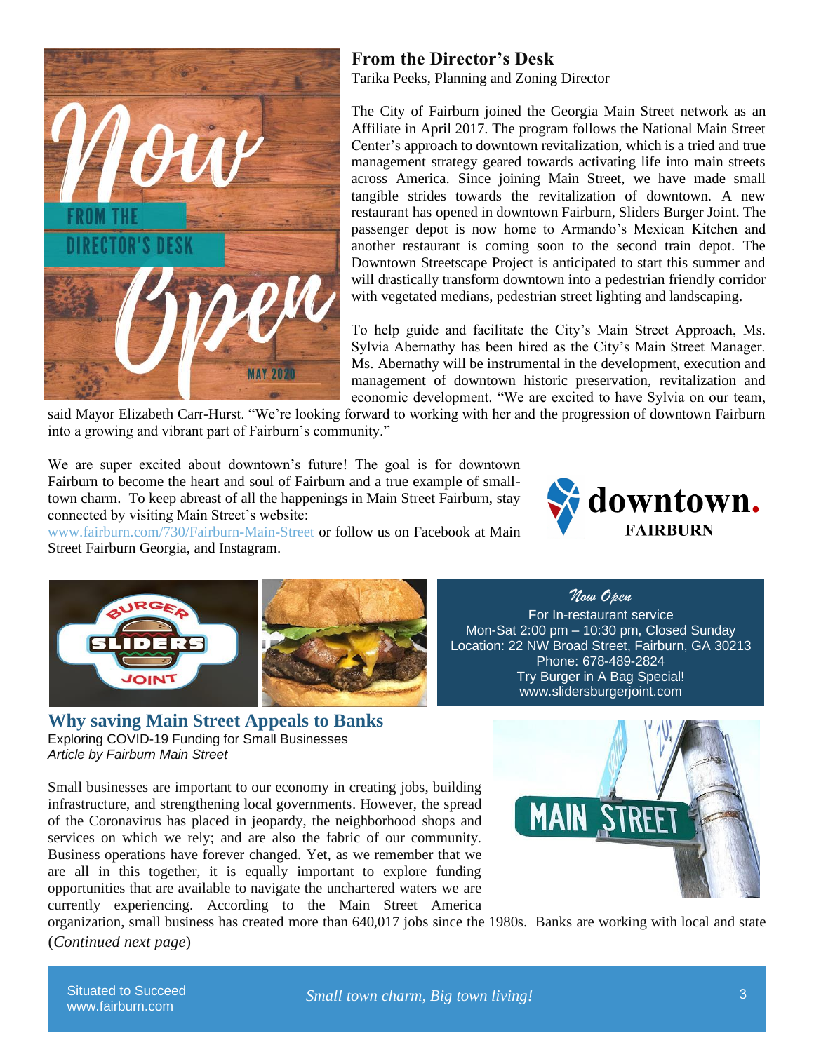## From the Director's Desk

Tarika Peeks, Planning and Zoning Director

The City of Fairburn joined the Georgia Main Street network as an Affiliate in April 2017. The program follows the National Main Street Center's approach to downtown revitalization, which is a tried and true management strategy geared towards activating life into main streets across America. Since joining Main Street, we have made small tangible strides towards the revitalization of downtown. A new restaurant has opened in downtown Fairburn, Sliders Burger Joint. The passenger depot is now home to Armando's Mexican Kitchen and another restaurant is coming soon to the second train depot. The Downtown Streetscape Project is anticipated to start this summer and will drastically transform downtown into a pedestrian friendly corridor with vegetated medians, pedestrian street lighting and landscaping.

To help guide and facilitate the City's Main Street Approach, Ms. Sylvia Abernathy has been hired as the City's Main Street Manager. Ms. Abernathy will be instrumental in the development, execution and management of downtown historic preservation, revitalization and economic development. "We are excited to have Sylvia on our team," said Mayor Elizabeth Carr-Hurst. "We're looking forward to working with her and the progression of downtown Fairburn into a growing and vibrant part of Fairburn's community."

We are super excited about downtown's future! The goal is for downtown Fairburn to become the heart and soul of Fairburn and a true example of small-town charm. To keep abreast of all the happenings in Main Street Fairburn, stay connected by visiting Main Street's website: www.fairburn.com/730/Fairburn-Main-Street or follow us on Facebook at Main Street Fairburn Georgia, and Instagram.

*Now Open*

For In-restaurant service
Mon-Sat 2:00 pm – 10:30 pm, Closed Sunday
Location: 22 NW Broad Street, Fairburn, GA 30213
Phone: 678-489-2824
Try Burger in A Bag Special!
www.slidersburgerjoint.com

## Why saving Main Street Appeals to Banks

Exploring COVID-19 Funding for Small Businesses
*Article by Fairburn Main Street*

Small businesses are important to our economy in creating jobs, building infrastructure, and strengthening local governments. However, the spread of the Coronavirus has placed in jeopardy, the neighborhood shops and services on which we rely; and are also the fabric of our community. Business operations have forever changed. Yet, as we remember that we are all in this together, it is equally important to explore funding opportunities that are available to navigate the unchartered waters we are currently experiencing. According to the Main Street America organization, small business has created more than 640,017 jobs since the 1980s. Banks are working with local and state

(*Continued next page*)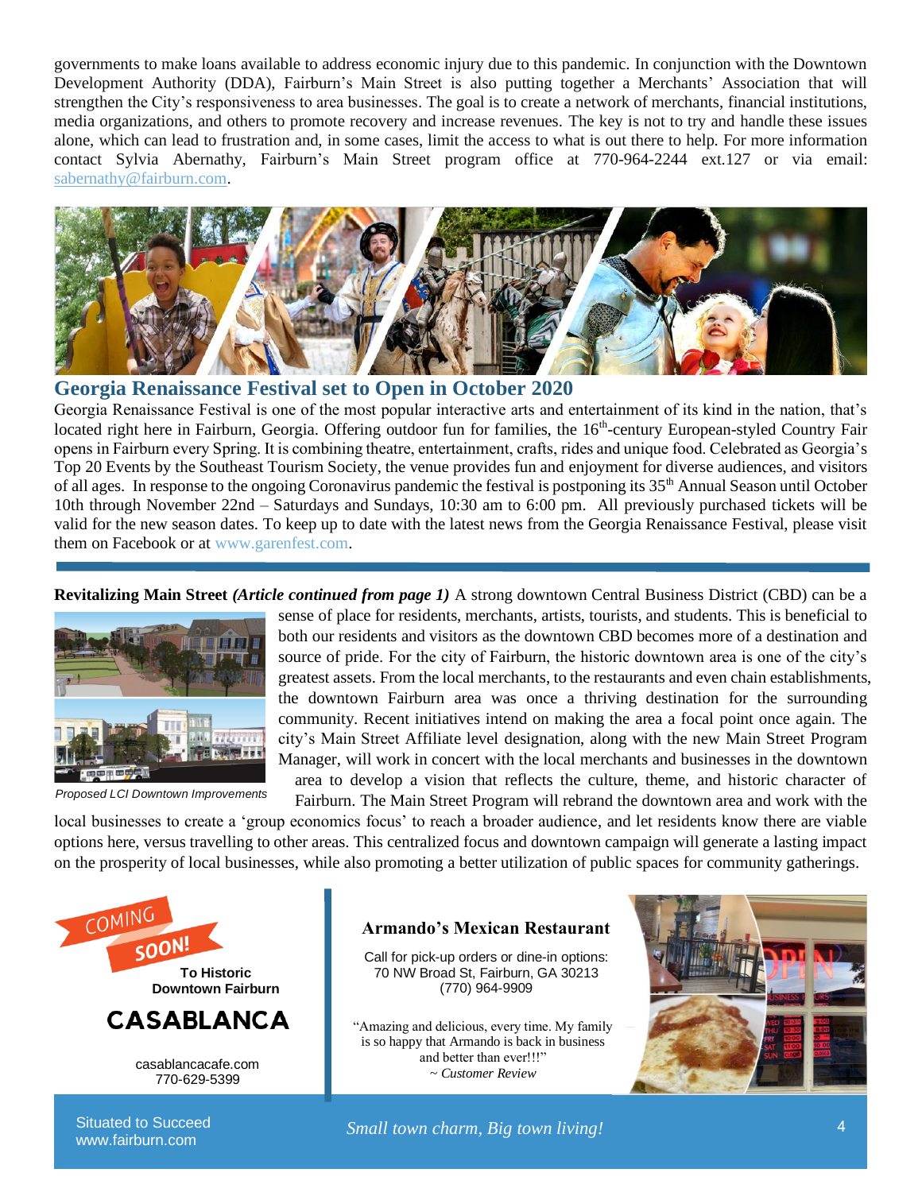governments to make loans available to address economic injury due to this pandemic. In conjunction with the Downtown Development Authority (DDA), Fairburn's Main Street is also putting together a Merchants' Association that will strengthen the City's responsiveness to area businesses. The goal is to create a network of merchants, financial institutions, media organizations, and others to promote recovery and increase revenues. The key is not to try and handle these issues alone, which can lead to frustration and, in some cases, limit the access to what is out there to help. For more information contact Sylvia Abernathy, Fairburn's Main Street program office at 770-964-2244 ext.127 or via email: sabernathy@fairburn.com.

## Georgia Renaissance Festival set to Open in October 2020

Georgia Renaissance Festival is one of the most popular interactive arts and entertainment of its kind in the nation, that's located right here in Fairburn, Georgia. Offering outdoor fun for families, the 16th-century European-styled Country Fair opens in Fairburn every Spring. It is combining theatre, entertainment, crafts, rides and unique food. Celebrated as Georgia's Top 20 Events by the Southeast Tourism Society, the venue provides fun and enjoyment for diverse audiences, and visitors of all ages. In response to the ongoing Coronavirus pandemic the festival is postponing its 35th Annual Season until October 10th through November 22nd – Saturdays and Sundays, 10:30 am to 6:00 pm. All previously purchased tickets will be valid for the new season dates. To keep up to date with the latest news from the Georgia Renaissance Festival, please visit them on Facebook or at www.garenfest.com.

**Revitalizing Main Street** ***(Article continued from page 1)*** A strong downtown Central Business District (CBD) can be a sense of place for residents, merchants, artists, tourists, and students. This is beneficial to both our residents and visitors as the downtown CBD becomes more of a destination and source of pride. For the city of Fairburn, the historic downtown area is one of the city's greatest assets. From the local merchants, to the restaurants and even chain establishments, the downtown Fairburn area was once a thriving destination for the surrounding community. Recent initiatives intend on making the area a focal point once again. The city's Main Street Affiliate level designation, along with the new Main Street Program Manager, will work in concert with the local merchants and businesses in the downtown area to develop a vision that reflects the culture, theme, and historic character of Fairburn. The Main Street Program will rebrand the downtown area and work with the local businesses to create a 'group economics focus' to reach a broader audience, and let residents know there are viable options here, versus travelling to other areas. This centralized focus and downtown campaign will generate a lasting impact on the prosperity of local businesses, while also promoting a better utilization of public spaces for community gatherings.

*Proposed LCI Downtown Improvements*

COMING SOON!

**To Historic Downtown Fairburn**

**CASABLANCA**

casablancacafe.com
770-629-5399

### Armando's Mexican Restaurant

Call for pick-up orders or dine-in options:
70 NW Broad St, Fairburn, GA 30213
(770) 964-9909

"Amazing and delicious, every time. My family is so happy that Armando is back in business and better than ever!!!"
~ *Customer Review*

Situated to Succeed
www.fairburn.com

*Small town charm, Big town living!*